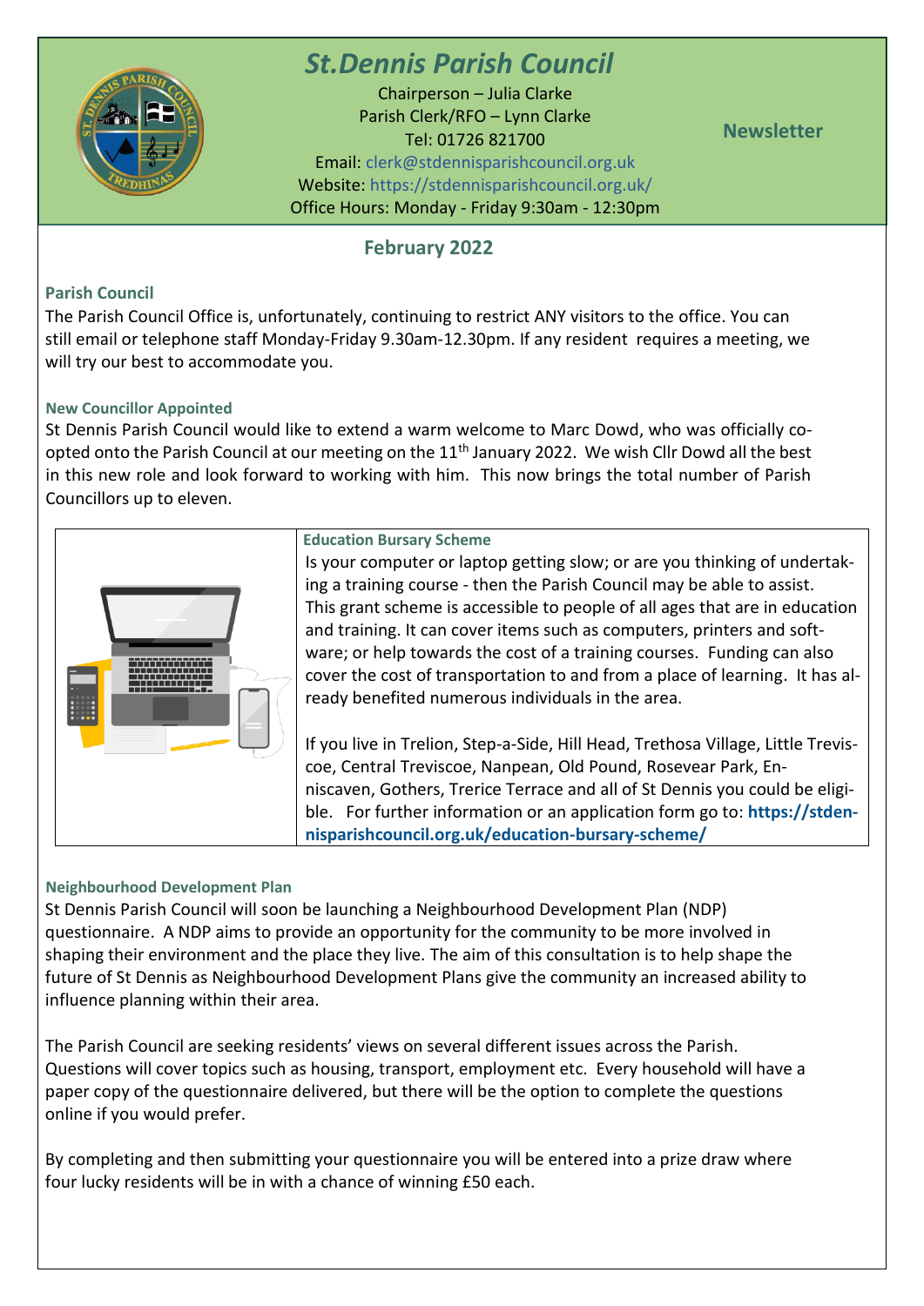# *St.Dennis Parish Council*

Chairperson – Julia Clarke
Parish Clerk/RFO – Lynn Clarke
Tel: 01726 821700
Email: clerk@stdennisparishcouncil.org.uk
Website: https://stdennisparishcouncil.org.uk/
Office Hours: Monday - Friday 9:30am - 12:30pm

**Newsletter**

## February 2022

### Parish Council

The Parish Council Office is, unfortunately, continuing to restrict ANY visitors to the office. You can still email or telephone staff Monday-Friday 9.30am-12.30pm. If any resident requires a meeting, we will try our best to accommodate you.

### New Councillor Appointed

St Dennis Parish Council would like to extend a warm welcome to Marc Dowd, who was officially co-opted onto the Parish Council at our meeting on the 11th January 2022. We wish Cllr Dowd all the best in this new role and look forward to working with him. This now brings the total number of Parish Councillors up to eleven.

### Education Bursary Scheme

Is your computer or laptop getting slow; or are you thinking of undertaking a training course - then the Parish Council may be able to assist. This grant scheme is accessible to people of all ages that are in education and training. It can cover items such as computers, printers and software; or help towards the cost of a training courses. Funding can also cover the cost of transportation to and from a place of learning. It has already benefited numerous individuals in the area.

If you live in Trelion, Step-a-Side, Hill Head, Trethosa Village, Little Treviscoe, Central Treviscoe, Nanpean, Old Pound, Rosevear Park, Enniscaven, Gothers, Trerice Terrace and all of St Dennis you could be eligible. For further information or an application form go to: **https://stdennisparishcouncil.org.uk/education-bursary-scheme/**

### Neighbourhood Development Plan

St Dennis Parish Council will soon be launching a Neighbourhood Development Plan (NDP) questionnaire. A NDP aims to provide an opportunity for the community to be more involved in shaping their environment and the place they live. The aim of this consultation is to help shape the future of St Dennis as Neighbourhood Development Plans give the community an increased ability to influence planning within their area.

The Parish Council are seeking residents' views on several different issues across the Parish. Questions will cover topics such as housing, transport, employment etc. Every household will have a paper copy of the questionnaire delivered, but there will be the option to complete the questions online if you would prefer.

By completing and then submitting your questionnaire you will be entered into a prize draw where four lucky residents will be in with a chance of winning £50 each.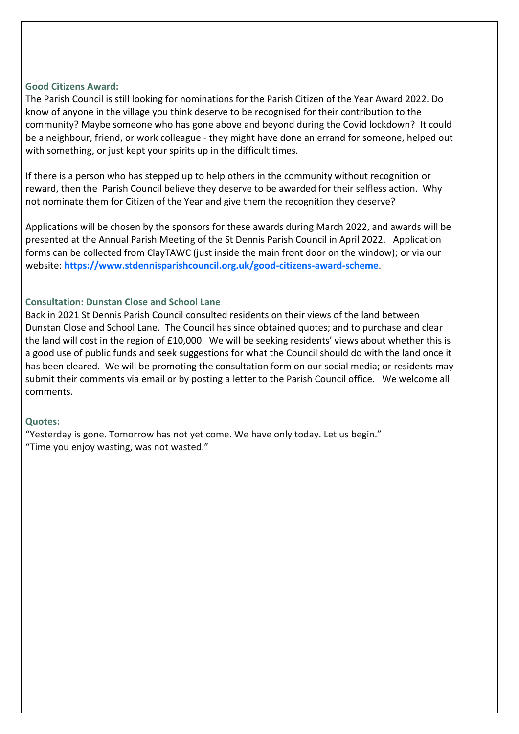### Good Citizens Award:

The Parish Council is still looking for nominations for the Parish Citizen of the Year Award 2022. Do know of anyone in the village you think deserve to be recognised for their contribution to the community? Maybe someone who has gone above and beyond during the Covid lockdown? It could be a neighbour, friend, or work colleague - they might have done an errand for someone, helped out with something, or just kept your spirits up in the difficult times.

If there is a person who has stepped up to help others in the community without recognition or reward, then the Parish Council believe they deserve to be awarded for their selfless action. Why not nominate them for Citizen of the Year and give them the recognition they deserve?

Applications will be chosen by the sponsors for these awards during March 2022, and awards will be presented at the Annual Parish Meeting of the St Dennis Parish Council in April 2022. Application forms can be collected from ClayTAWC (just inside the main front door on the window); or via our website: **https://www.stdennisparishcouncil.org.uk/good-citizens-award-scheme**.

### Consultation: Dunstan Close and School Lane

Back in 2021 St Dennis Parish Council consulted residents on their views of the land between Dunstan Close and School Lane. The Council has since obtained quotes; and to purchase and clear the land will cost in the region of £10,000. We will be seeking residents' views about whether this is a good use of public funds and seek suggestions for what the Council should do with the land once it has been cleared. We will be promoting the consultation form on our social media; or residents may submit their comments via email or by posting a letter to the Parish Council office. We welcome all comments.

### Quotes:

"Yesterday is gone. Tomorrow has not yet come. We have only today. Let us begin."
"Time you enjoy wasting, was not wasted."